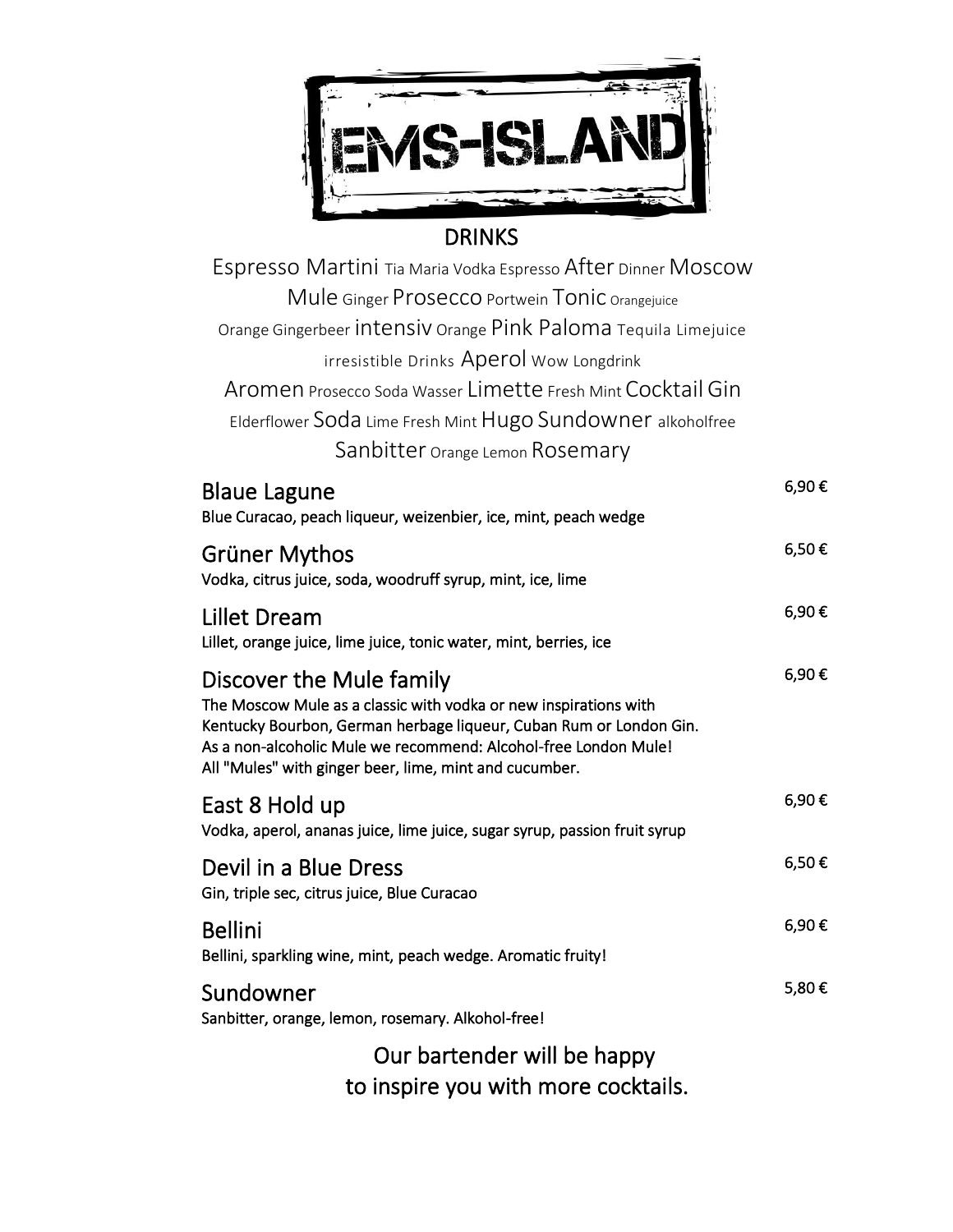# EMS-ISLAND

## DRINKS

Espresso Martini Tia Maria Vodka Espresso After Dinner Moscow Mule Ginger Prosecco Portwein Tonic Orangejuice Orange Gingerbeer intensiv Orange Pink Paloma Tequila Limejuice irresistible Drinks Aperol Wow Longdrink Aromen Prosecco Soda Wasser Limette Fresh Mint Cocktail Gin Elderflower Soda Lime Fresh Mint Hugo Sundowner alkoholfree Sanbitter Orange Lemon Rosemary

### Blaue Lagune — 6,90 €
Blue Curacao, peach liqueur, weizenbier, ice, mint, peach wedge

### Grüner Mythos — 6,50 €
Vodka, citrus juice, soda, woodruff syrup, mint, ice, lime

### Lillet Dream — 6,90 €
Lillet, orange juice, lime juice, tonic water, mint, berries, ice

### Discover the Mule family — 6,90 €
The Moscow Mule as a classic with vodka or new inspirations with Kentucky Bourbon, German herbage liqueur, Cuban Rum or London Gin.
As a non-alcoholic Mule we recommend: Alcohol-free London Mule!
All "Mules" with ginger beer, lime, mint and cucumber.

### East 8 Hold up — 6,90 €
Vodka, aperol, ananas juice, lime juice, sugar syrup, passion fruit syrup

### Devil in a Blue Dress — 6,50 €
Gin, triple sec, citrus juice, Blue Curacao

### Bellini — 6,90 €
Bellini, sparkling wine, mint, peach wedge. Aromatic fruity!

### Sundowner — 5,80 €
Sanbitter, orange, lemon, rosemary. Alcohol-free!

Our bartender will be happy
to inspire you with more cocktails.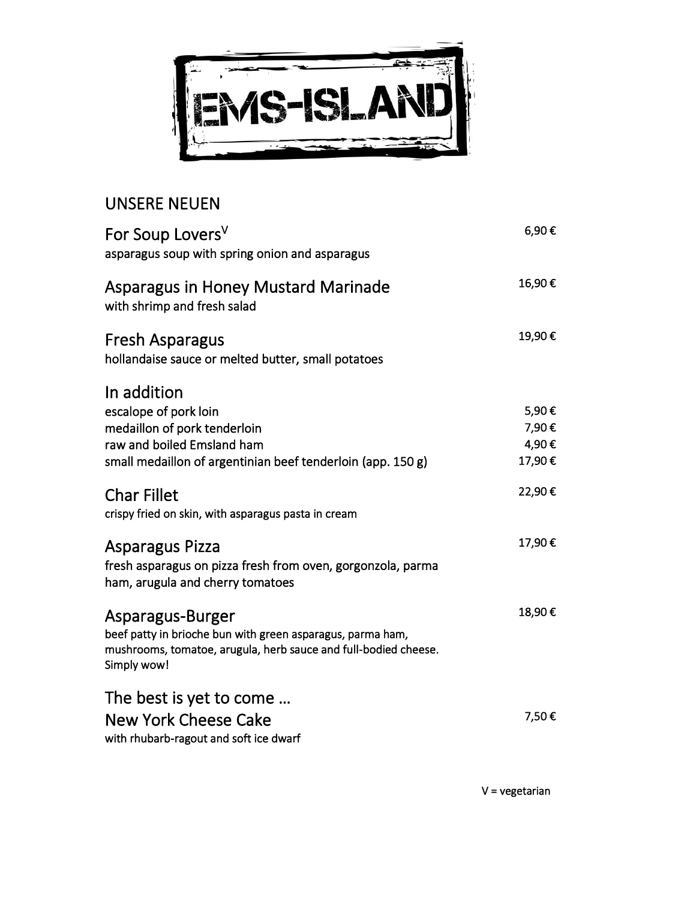# EMS-ISLAND

## UNSERE NEUEN

### For Soup Lovers[V] — 6,90 €
asparagus soup with spring onion and asparagus

### Asparagus in Honey Mustard Marinade — 16,90 €
with shrimp and fresh salad

### Fresh Asparagus — 19,90 €
hollandaise sauce or melted butter, small potatoes

### In addition

| | |
|---|---|
| escalope of pork loin | 5,90 € |
| medaillon of pork tenderloin | 7,90 € |
| raw and boiled Emsland ham | 4,90 € |
| small medaillon of argentinian beef tenderloin (app. 150 g) | 17,90 € |

### Char Fillet — 22,90 €
crispy fried on skin, with asparagus pasta in cream

### Asparagus Pizza — 17,90 €
fresh asparagus on pizza fresh from oven, gorgonzola, parma ham, arugula and cherry tomatoes

### Asparagus-Burger — 18,90 €
beef patty in brioche bun with green asparagus, parma ham, mushrooms, tomatoe, arugula, herb sauce and full-bodied cheese. Simply wow!

### The best is yet to come …

### New York Cheese Cake — 7,50 €
with rhubarb-ragout and soft ice dwarf

V = vegetarian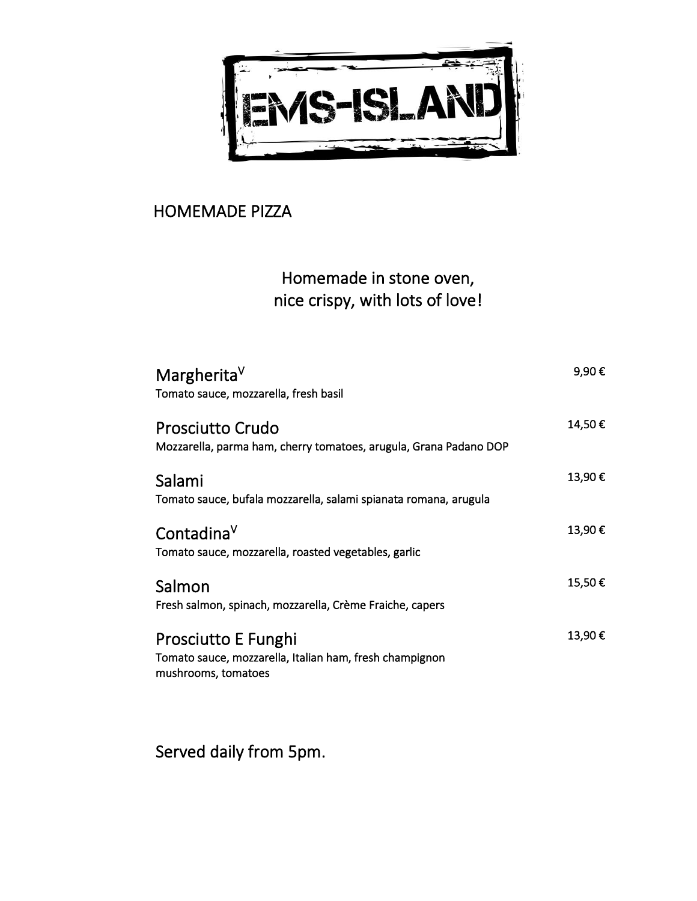# EMS-ISLAND

## HOMEMADE PIZZA

Homemade in stone oven,
nice crispy, with lots of love!

**Margherita**[V] — 9,90 €
Tomato sauce, mozzarella, fresh basil

**Prosciutto Crudo** — 14,50 €
Mozzarella, parma ham, cherry tomatoes, arugula, Grana Padano DOP

**Salami** — 13,90 €
Tomato sauce, bufala mozzarella, salami spianata romana, arugula

**Contadina**[V] — 13,90 €
Tomato sauce, mozzarella, roasted vegetables, garlic

**Salmon** — 15,50 €
Fresh salmon, spinach, mozzarella, Crème Fraiche, capers

**Prosciutto E Funghi** — 13,90 €
Tomato sauce, mozzarella, Italian ham, fresh champignon mushrooms, tomatoes

Served daily from 5pm.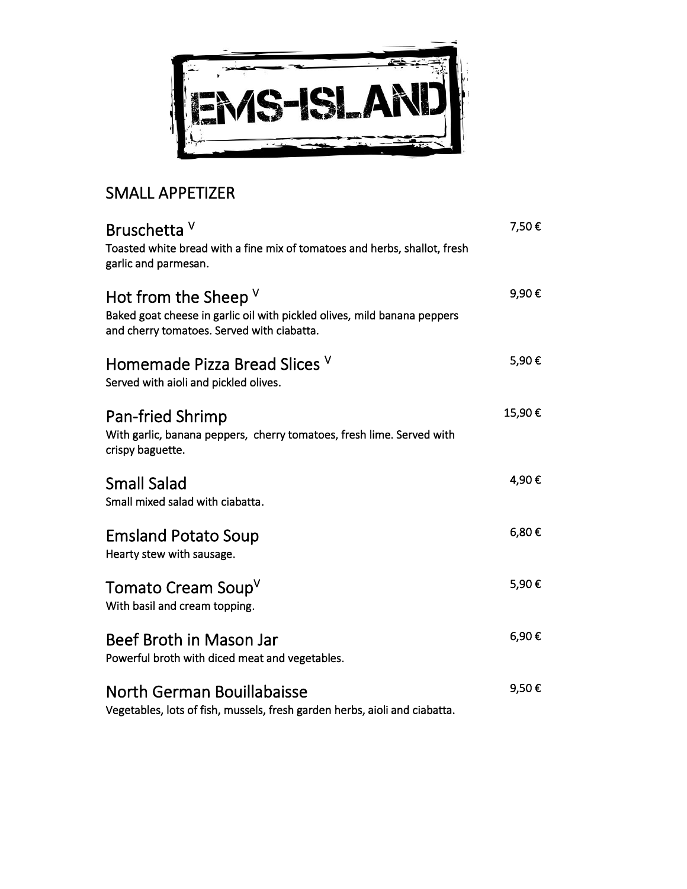# EMS-ISLAND

## SMALL APPETIZER

**Bruschetta** [V] — 7,50 €
Toasted white bread with a fine mix of tomatoes and herbs, shallot, fresh garlic and parmesan.

**Hot from the Sheep** [V] — 9,90 €
Baked goat cheese in garlic oil with pickled olives, mild banana peppers and cherry tomatoes. Served with ciabatta.

**Homemade Pizza Bread Slices** [V] — 5,90 €
Served with aioli and pickled olives.

**Pan-fried Shrimp** — 15,90 €
With garlic, banana peppers, cherry tomatoes, fresh lime. Served with crispy baguette.

**Small Salad** — 4,90 €
Small mixed salad with ciabatta.

**Emsland Potato Soup** — 6,80 €
Hearty stew with sausage.

**Tomato Cream Soup** [V] — 5,90 €
With basil and cream topping.

**Beef Broth in Mason Jar** — 6,90 €
Powerful broth with diced meat and vegetables.

**North German Bouillabaisse** — 9,50 €
Vegetables, lots of fish, mussels, fresh garden herbs, aioli and ciabatta.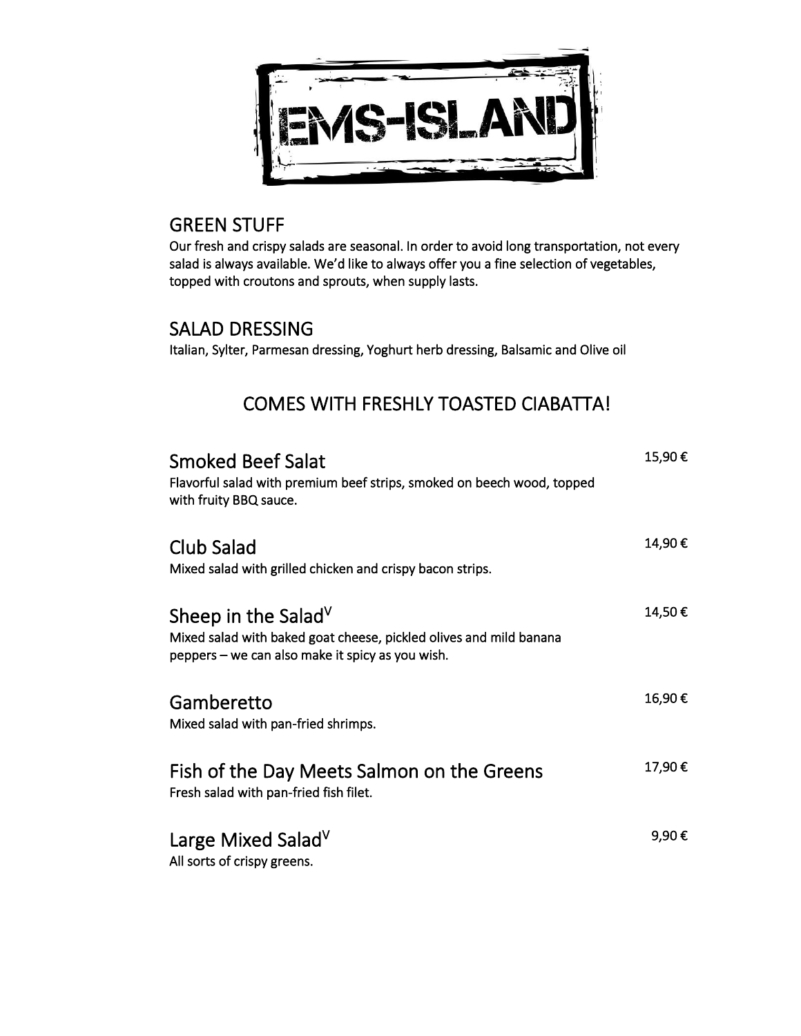# EMS-ISLAND

## GREEN STUFF

Our fresh and crispy salads are seasonal. In order to avoid long transportation, not every salad is always available. We'd like to always offer you a fine selection of vegetables, topped with croutons and sprouts, when supply lasts.

## SALAD DRESSING

Italian, Sylter, Parmesan dressing, Yoghurt herb dressing, Balsamic and Olive oil

## COMES WITH FRESHLY TOASTED CIABATTA!

### Smoked Beef Salat — 15,90 €

Flavorful salad with premium beef strips, smoked on beech wood, topped with fruity BBQ sauce.

### Club Salad — 14,90 €

Mixed salad with grilled chicken and crispy bacon strips.

### Sheep in the Salad[V] — 14,50 €

Mixed salad with baked goat cheese, pickled olives and mild banana peppers – we can also make it spicy as you wish.

### Gamberetto — 16,90 €

Mixed salad with pan-fried shrimps.

### Fish of the Day Meets Salmon on the Greens — 17,90 €

Fresh salad with pan-fried fish filet.

### Large Mixed Salad[V] — 9,90 €

All sorts of crispy greens.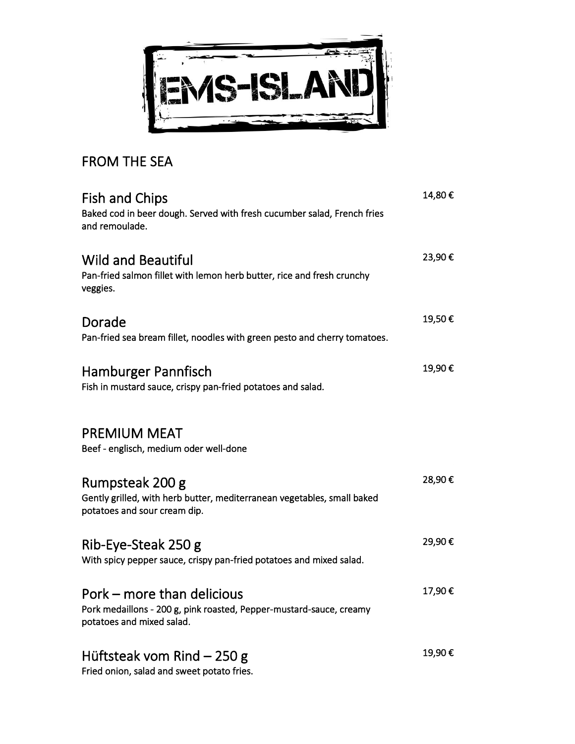# EMS-ISLAND

## FROM THE SEA

### Fish and Chips
14,80 €

Baked cod in beer dough. Served with fresh cucumber salad, French fries and remoulade.

### Wild and Beautiful
23,90 €

Pan-fried salmon fillet with lemon herb butter, rice and fresh crunchy veggies.

### Dorade
19,50 €

Pan-fried sea bream fillet, noodles with green pesto and cherry tomatoes.

### Hamburger Pannfisch
19,90 €

Fish in mustard sauce, crispy pan-fried potatoes and salad.

## PREMIUM MEAT

Beef - englisch, medium oder well-done

### Rumpsteak 200 g
28,90 €

Gently grilled, with herb butter, mediterranean vegetables, small baked potatoes and sour cream dip.

### Rib-Eye-Steak 250 g
29,90 €

With spicy pepper sauce, crispy pan-fried potatoes and mixed salad.

### Pork – more than delicious
17,90 €

Pork medaillons - 200 g, pink roasted, Pepper-mustard-sauce, creamy potatoes and mixed salad.

### Hüftsteak vom Rind – 250 g
19,90 €

Fried onion, salad and sweet potato fries.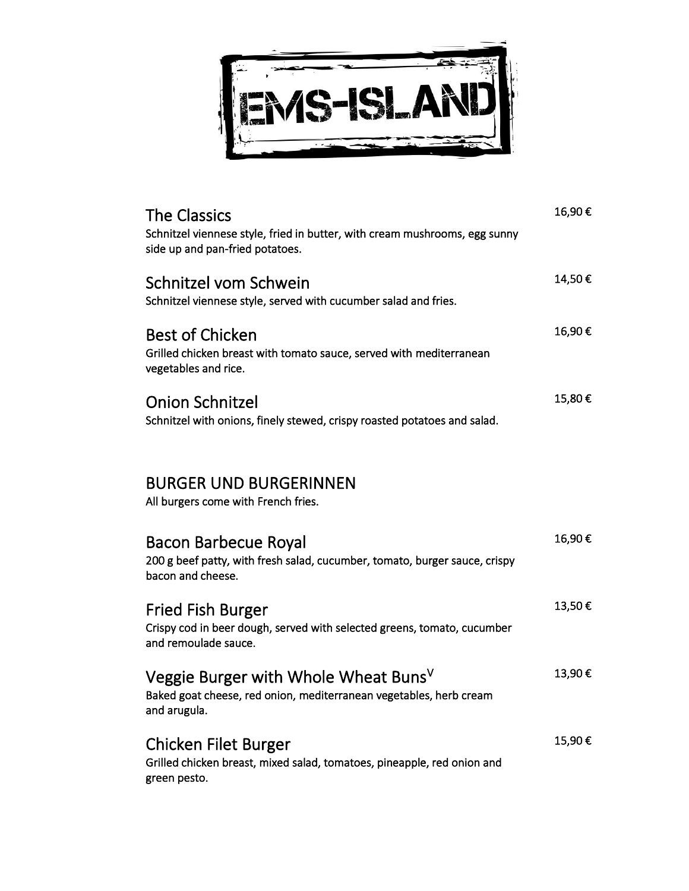# EMS-ISLAND

### The Classics — 16,90 €
Schnitzel viennese style, fried in butter, with cream mushrooms, egg sunny side up and pan-fried potatoes.

### Schnitzel vom Schwein — 14,50 €
Schnitzel viennese style, served with cucumber salad and fries.

### Best of Chicken — 16,90 €
Grilled chicken breast with tomato sauce, served with mediterranean vegetables and rice.

### Onion Schnitzel — 15,80 €
Schnitzel with onions, finely stewed, crispy roasted potatoes and salad.

## BURGER UND BURGERINNEN

All burgers come with French fries.

### Bacon Barbecue Royal — 16,90 €
200 g beef patty, with fresh salad, cucumber, tomato, burger sauce, crispy bacon and cheese.

### Fried Fish Burger — 13,50 €
Crispy cod in beer dough, served with selected greens, tomato, cucumber and remoulade sauce.

### Veggie Burger with Whole Wheat Buns[V] — 13,90 €
Baked goat cheese, red onion, mediterranean vegetables, herb cream and arugula.

### Chicken Filet Burger — 15,90 €
Grilled chicken breast, mixed salad, tomatoes, pineapple, red onion and green pesto.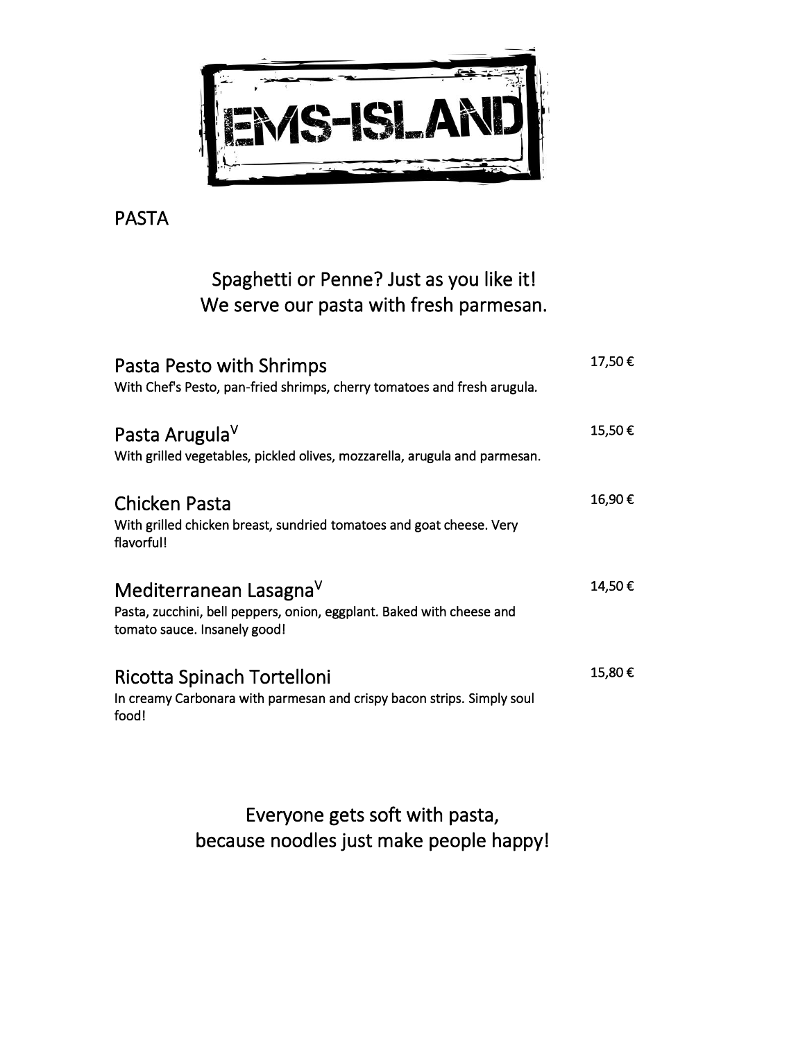# EMS-ISLAND

## PASTA

Spaghetti or Penne? Just as you like it!
We serve our pasta with fresh parmesan.

### Pasta Pesto with Shrimps — 17,50 €
With Chef's Pesto, pan-fried shrimps, cherry tomatoes and fresh arugula.

### Pasta Arugula[V] — 15,50 €
With grilled vegetables, pickled olives, mozzarella, arugula and parmesan.

### Chicken Pasta — 16,90 €
With grilled chicken breast, sundried tomatoes and goat cheese. Very flavorful!

### Mediterranean Lasagna[V] — 14,50 €
Pasta, zucchini, bell peppers, onion, eggplant. Baked with cheese and tomato sauce. Insanely good!

### Ricotta Spinach Tortelloni — 15,80 €
In creamy Carbonara with parmesan and crispy bacon strips. Simply soul food!

Everyone gets soft with pasta,
because noodles just make people happy!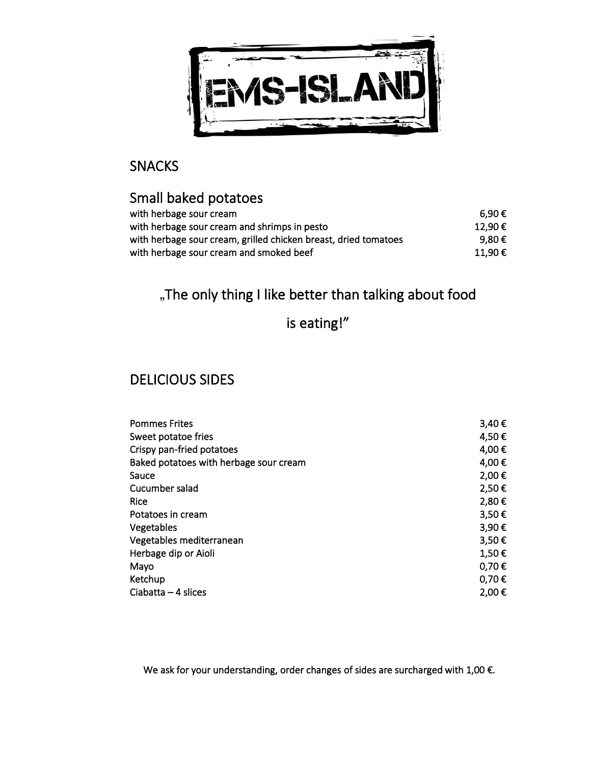# EMS-ISLAND

## SNACKS

### Small baked potatoes

| | |
|---|---|
| with herbage sour cream | 6,90 € |
| with herbage sour cream and shrimps in pesto | 12,90 € |
| with herbage sour cream, grilled chicken breast, dried tomatoes | 9,80 € |
| with herbage sour cream and smoked beef | 11,90 € |

„The only thing I like better than talking about food is eating!"

## DELICIOUS SIDES

| | |
|---|---|
| Pommes Frites | 3,40 € |
| Sweet potatoe fries | 4,50 € |
| Crispy pan-fried potatoes | 4,00 € |
| Baked potatoes with herbage sour cream | 4,00 € |
| Sauce | 2,00 € |
| Cucumber salad | 2,50 € |
| Rice | 2,80 € |
| Potatoes in cream | 3,50 € |
| Vegetables | 3,90 € |
| Vegetables mediterranean | 3,50 € |
| Herbage dip or Aioli | 1,50 € |
| Mayo | 0,70 € |
| Ketchup | 0,70 € |
| Ciabatta – 4 slices | 2,00 € |

We ask for your understanding, order changes of sides are surcharged with 1,00 €.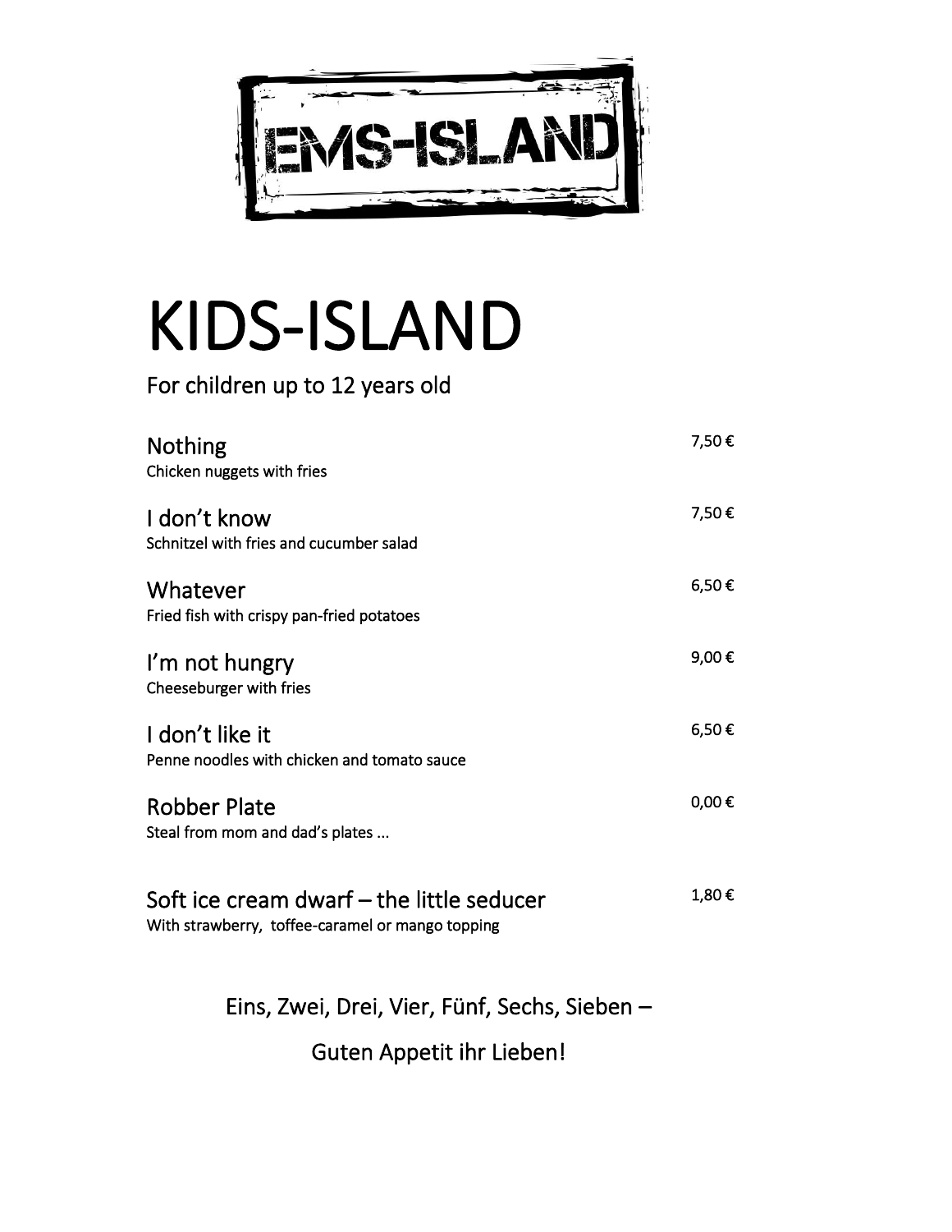EMS-ISLAND

# KIDS-ISLAND

For children up to 12 years old

## Nothing — 7,50 €
Chicken nuggets with fries

## I don't know — 7,50 €
Schnitzel with fries and cucumber salad

## Whatever — 6,50 €
Fried fish with crispy pan-fried potatoes

## I'm not hungry — 9,00 €
Cheeseburger with fries

## I don't like it — 6,50 €
Penne noodles with chicken and tomato sauce

## Robber Plate — 0,00 €
Steal from mom and dad's plates ...

## Soft ice cream dwarf – the little seducer — 1,80 €
With strawberry, toffee-caramel or mango topping

Eins, Zwei, Drei, Vier, Fünf, Sechs, Sieben –

Guten Appetit ihr Lieben!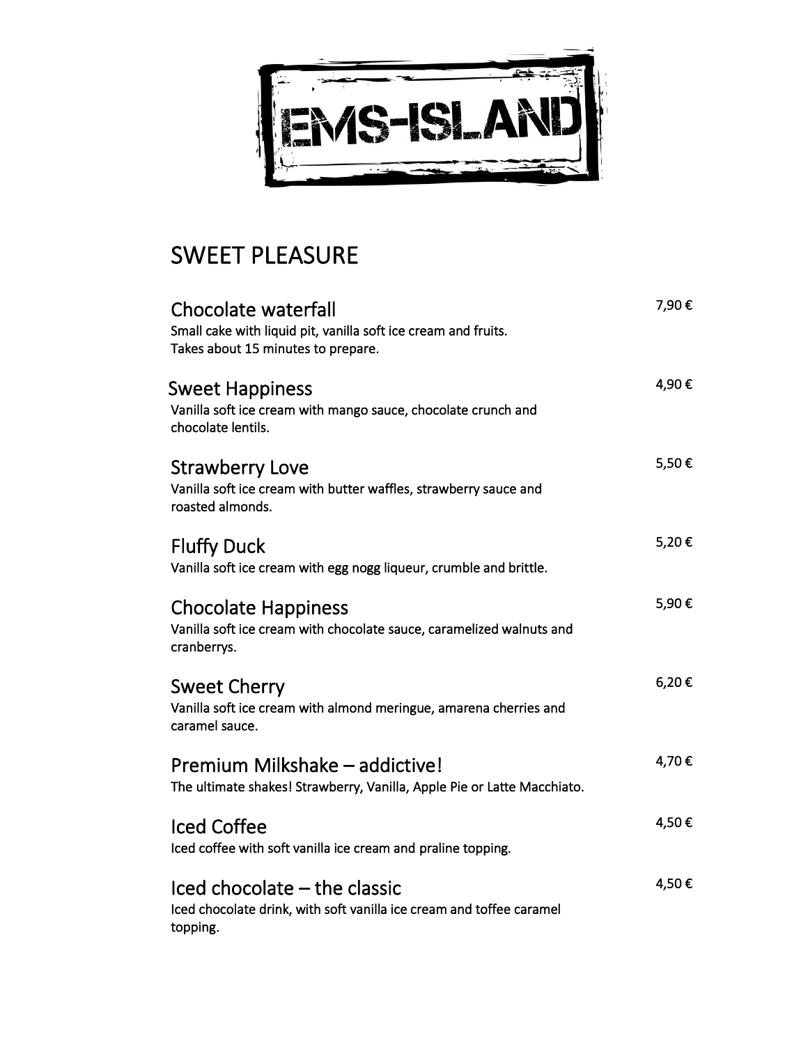# EMS-ISLAND

## SWEET PLEASURE

### Chocolate waterfall — 7,90 €
Small cake with liquid pit, vanilla soft ice cream and fruits.
Takes about 15 minutes to prepare.

### Sweet Happiness — 4,90 €
Vanilla soft ice cream with mango sauce, chocolate crunch and chocolate lentils.

### Strawberry Love — 5,50 €
Vanilla soft ice cream with butter waffles, strawberry sauce and roasted almonds.

### Fluffy Duck — 5,20 €
Vanilla soft ice cream with egg nogg liqueur, crumble and brittle.

### Chocolate Happiness — 5,90 €
Vanilla soft ice cream with chocolate sauce, caramelized walnuts and cranberrys.

### Sweet Cherry — 6,20 €
Vanilla soft ice cream with almond meringue, amarena cherries and caramel sauce.

### Premium Milkshake – addictive! — 4,70 €
The ultimate shakes! Strawberry, Vanilla, Apple Pie or Latte Macchiato.

### Iced Coffee — 4,50 €
Iced coffee with soft vanilla ice cream and praline topping.

### Iced chocolate – the classic — 4,50 €
Iced chocolate drink, with soft vanilla ice cream and toffee caramel topping.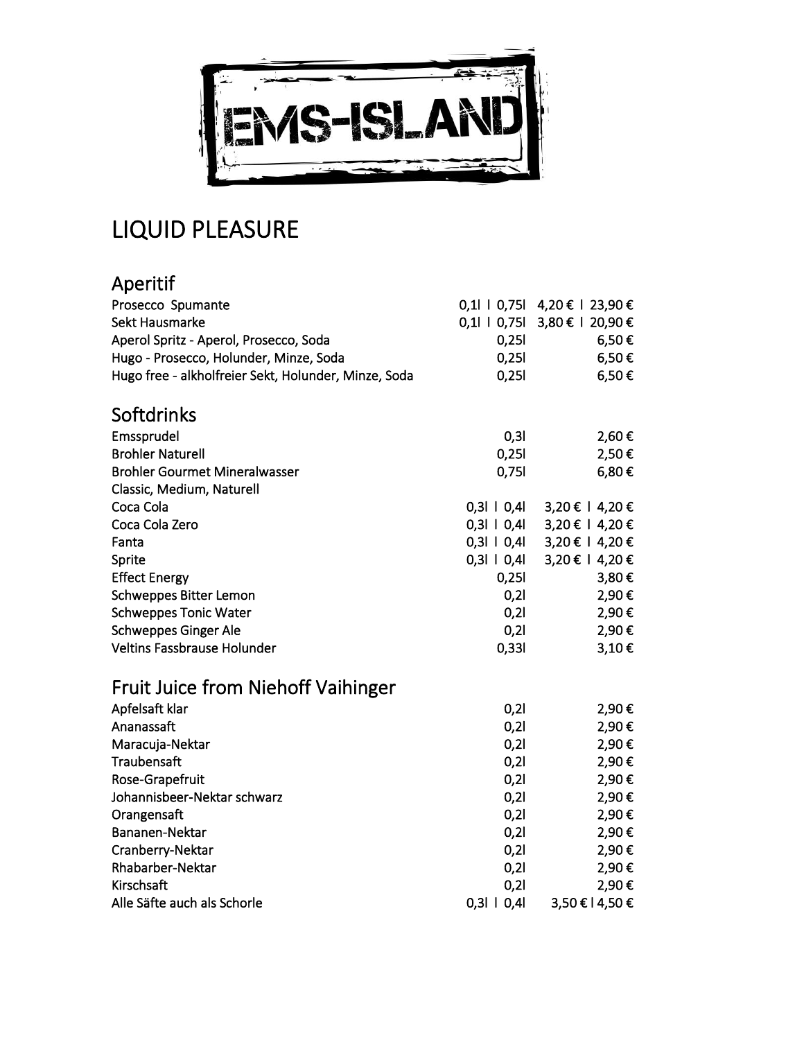# EMS-ISLAND

## LIQUID PLEASURE

### Aperitif

| | | |
|---|---|---|
| Prosecco Spumante | 0,1l I 0,75l | 4,20 € I 23,90 € |
| Sekt Hausmarke | 0,1l I 0,75l | 3,80 € I 20,90 € |
| Aperol Spritz - Aperol, Prosecco, Soda | 0,25l | 6,50 € |
| Hugo - Prosecco, Holunder, Minze, Soda | 0,25l | 6,50 € |
| Hugo free - alkholfreier Sekt, Holunder, Minze, Soda | 0,25l | 6,50 € |

### Softdrinks

| | | |
|---|---|---|
| Emssprudel | 0,3l | 2,60 € |
| Brohler Naturell | 0,25l | 2,50 € |
| Brohler Gourmet Mineralwasser | 0,75l | 6,80 € |
| Classic, Medium, Naturell | | |
| Coca Cola | 0,3l I 0,4l | 3,20 € I 4,20 € |
| Coca Cola Zero | 0,3l I 0,4l | 3,20 € I 4,20 € |
| Fanta | 0,3l I 0,4l | 3,20 € I 4,20 € |
| Sprite | 0,3l I 0,4l | 3,20 € I 4,20 € |
| Effect Energy | 0,25l | 3,80 € |
| Schweppes Bitter Lemon | 0,2l | 2,90 € |
| Schweppes Tonic Water | 0,2l | 2,90 € |
| Schweppes Ginger Ale | 0,2l | 2,90 € |
| Veltins Fassbrause Holunder | 0,33l | 3,10 € |

### Fruit Juice from Niehoff Vaihinger

| | | |
|---|---|---|
| Apfelsaft klar | 0,2l | 2,90 € |
| Ananassaft | 0,2l | 2,90 € |
| Maracuja-Nektar | 0,2l | 2,90 € |
| Traubensaft | 0,2l | 2,90 € |
| Rose-Grapefruit | 0,2l | 2,90 € |
| Johannisbeer-Nektar schwarz | 0,2l | 2,90 € |
| Orangensaft | 0,2l | 2,90 € |
| Bananen-Nektar | 0,2l | 2,90 € |
| Cranberry-Nektar | 0,2l | 2,90 € |
| Rhabarber-Nektar | 0,2l | 2,90 € |
| Kirschsaft | 0,2l | 2,90 € |
| Alle Säfte auch als Schorle | 0,3l I 0,4l | 3,50 € I 4,50 € |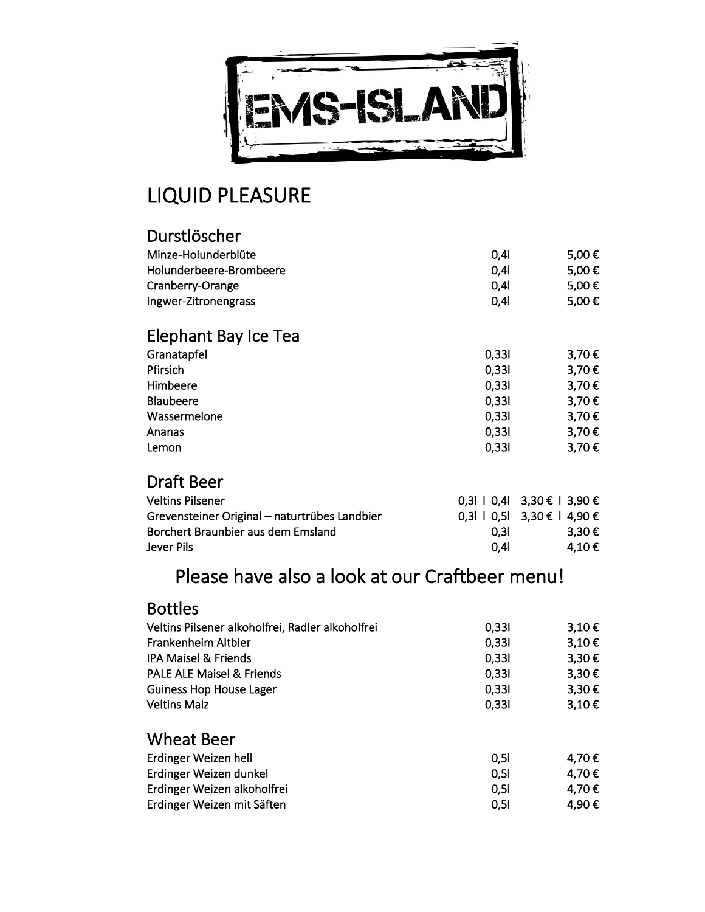# EMS-ISLAND

## LIQUID PLEASURE

### Durstlöscher

| | | |
|---|---|---|
| Minze-Holunderblüte | 0,4l | 5,00 € |
| Holunderbeere-Brombeere | 0,4l | 5,00 € |
| Cranberry-Orange | 0,4l | 5,00 € |
| Ingwer-Zitronengrass | 0,4l | 5,00 € |

### Elephant Bay Ice Tea

| | | |
|---|---|---|
| Granatapfel | 0,33l | 3,70 € |
| Pfirsich | 0,33l | 3,70 € |
| Himbeere | 0,33l | 3,70 € |
| Blaubeere | 0,33l | 3,70 € |
| Wassermelone | 0,33l | 3,70 € |
| Ananas | 0,33l | 3,70 € |
| Lemon | 0,33l | 3,70 € |

### Draft Beer

| | | |
|---|---|---|
| Veltins Pilsener | 0,3l I 0,4l | 3,30 € I 3,90 € |
| Grevensteiner Original – naturtrübes Landbier | 0,3l I 0,5l | 3,30 € I 4,90 € |
| Borchert Braunbier aus dem Emsland | 0,3l | 3,30 € |
| Jever Pils | 0,4l | 4,10 € |

## Please have also a look at our Craftbeer menu!

### Bottles

| | | |
|---|---|---|
| Veltins Pilsener alkoholfrei, Radler alkoholfrei | 0,33l | 3,10 € |
| Frankenheim Altbier | 0,33l | 3,10 € |
| IPA Maisel & Friends | 0,33l | 3,30 € |
| PALE ALE Maisel & Friends | 0,33l | 3,30 € |
| Guiness Hop House Lager | 0,33l | 3,30 € |
| Veltins Malz | 0,33l | 3,10 € |

### Wheat Beer

| | | |
|---|---|---|
| Erdinger Weizen hell | 0,5l | 4,70 € |
| Erdinger Weizen dunkel | 0,5l | 4,70 € |
| Erdinger Weizen alkoholfrei | 0,5l | 4,70 € |
| Erdinger Weizen mit Säften | 0,5l | 4,90 € |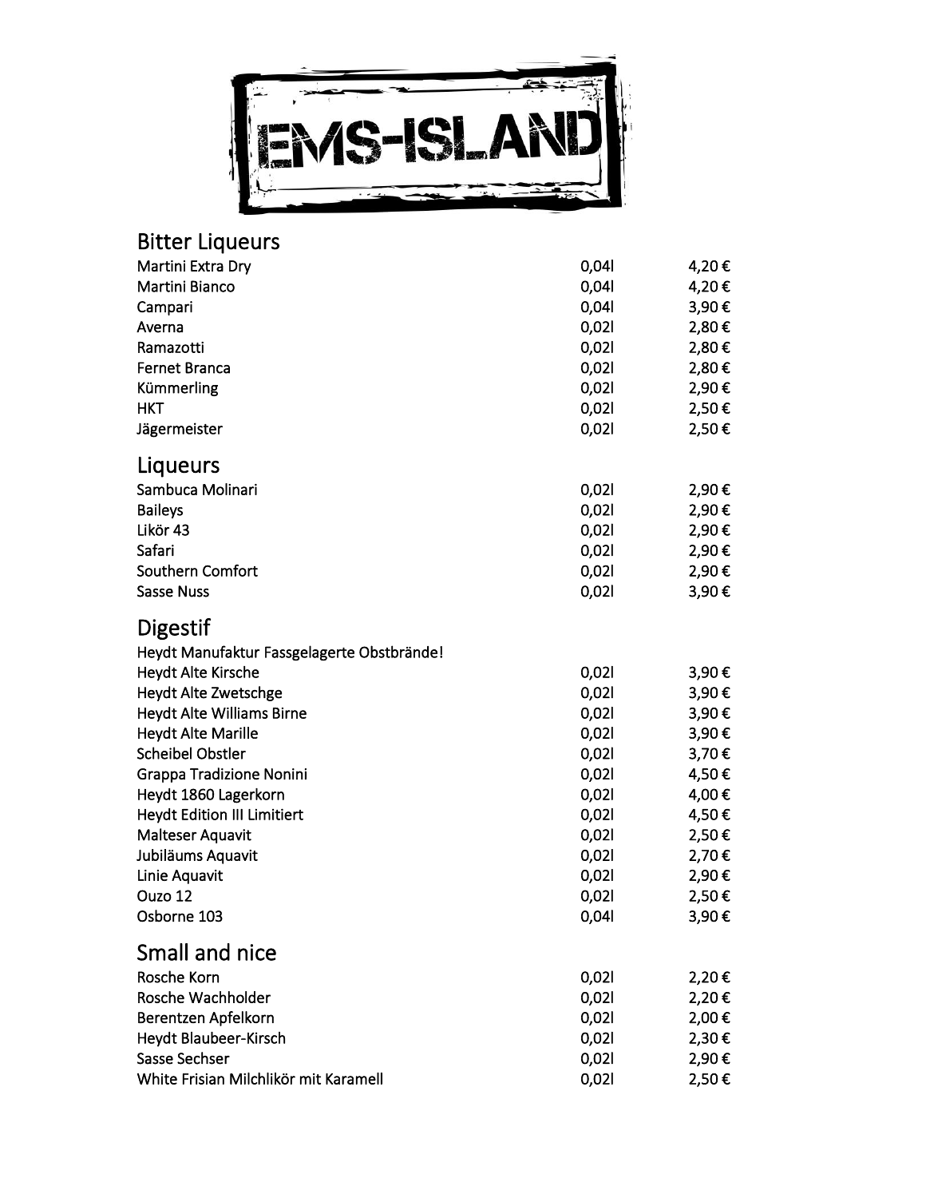# EMS-ISLAND

## Bitter Liqueurs

| | | |
|---|---|---|
| Martini Extra Dry | 0,04l | 4,20 € |
| Martini Bianco | 0,04l | 4,20 € |
| Campari | 0,04l | 3,90 € |
| Averna | 0,02l | 2,80 € |
| Ramazotti | 0,02l | 2,80 € |
| Fernet Branca | 0,02l | 2,80 € |
| Kümmerling | 0,02l | 2,90 € |
| HKT | 0,02l | 2,50 € |
| Jägermeister | 0,02l | 2,50 € |

## Liqueurs

| | | |
|---|---|---|
| Sambuca Molinari | 0,02l | 2,90 € |
| Baileys | 0,02l | 2,90 € |
| Likör 43 | 0,02l | 2,90 € |
| Safari | 0,02l | 2,90 € |
| Southern Comfort | 0,02l | 2,90 € |
| Sasse Nuss | 0,02l | 3,90 € |

## Digestif

Heydt Manufaktur Fassgelagerte Obstbrände!

| | | |
|---|---|---|
| Heydt Alte Kirsche | 0,02l | 3,90 € |
| Heydt Alte Zwetschge | 0,02l | 3,90 € |
| Heydt Alte Williams Birne | 0,02l | 3,90 € |
| Heydt Alte Marille | 0,02l | 3,90 € |
| Scheibel Obstler | 0,02l | 3,70 € |
| Grappa Tradizione Nonini | 0,02l | 4,50 € |
| Heydt 1860 Lagerkorn | 0,02l | 4,00 € |
| Heydt Edition III Limitiert | 0,02l | 4,50 € |
| Malteser Aquavit | 0,02l | 2,50 € |
| Jubiläums Aquavit | 0,02l | 2,70 € |
| Linie Aquavit | 0,02l | 2,90 € |
| Ouzo 12 | 0,02l | 2,50 € |
| Osborne 103 | 0,04l | 3,90 € |

## Small and nice

| | | |
|---|---|---|
| Rosche Korn | 0,02l | 2,20 € |
| Rosche Wachholder | 0,02l | 2,20 € |
| Berentzen Apfelkorn | 0,02l | 2,00 € |
| Heydt Blaubeer-Kirsch | 0,02l | 2,30 € |
| Sasse Sechser | 0,02l | 2,90 € |
| White Frisian Milchlikör mit Karamell | 0,02l | 2,50 € |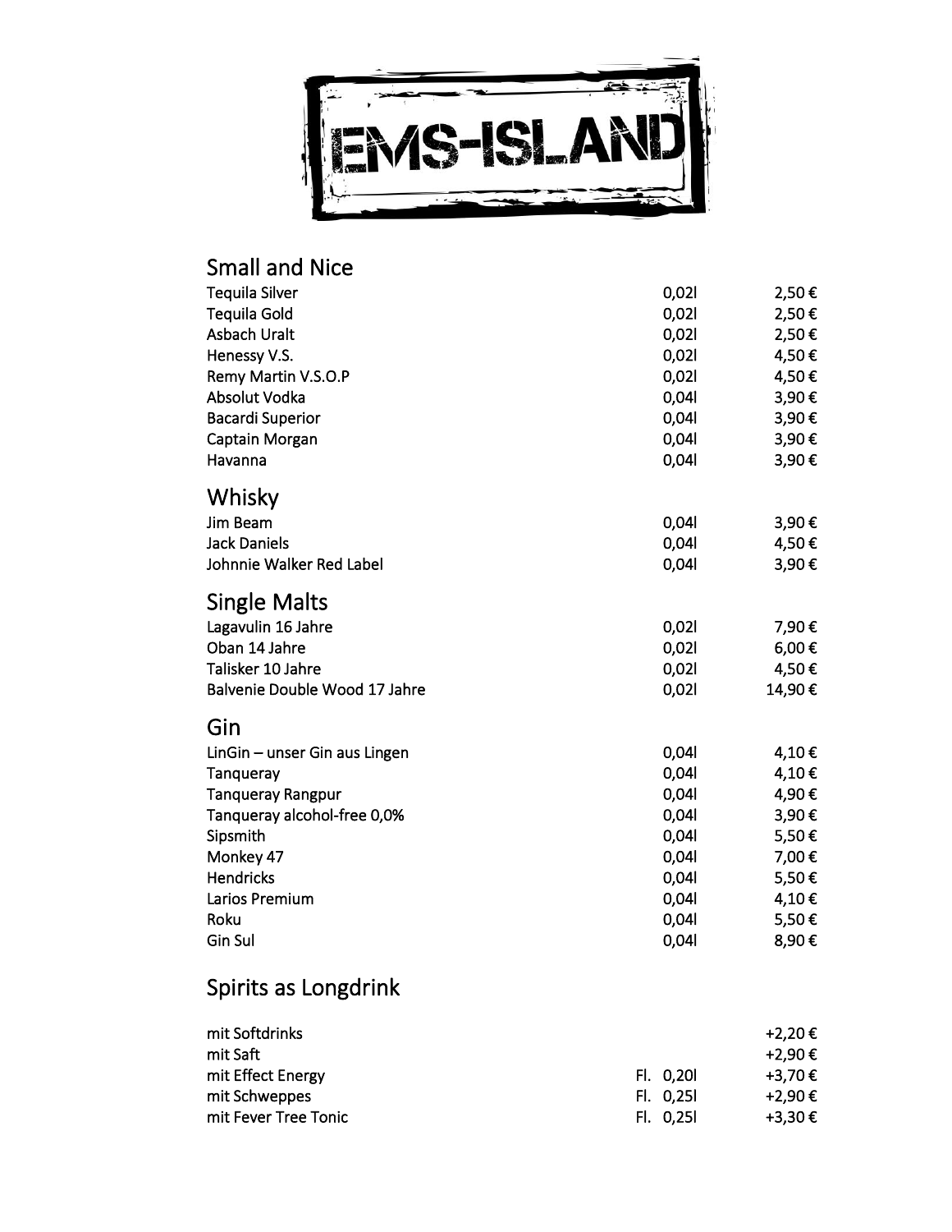# EMS-ISLAND

## Small and Nice

| | | |
|---|---|---|
| Tequila Silver | 0,02l | 2,50 € |
| Tequila Gold | 0,02l | 2,50 € |
| Asbach Uralt | 0,02l | 2,50 € |
| Henessy V.S. | 0,02l | 4,50 € |
| Remy Martin V.S.O.P | 0,02l | 4,50 € |
| Absolut Vodka | 0,04l | 3,90 € |
| Bacardi Superior | 0,04l | 3,90 € |
| Captain Morgan | 0,04l | 3,90 € |
| Havanna | 0,04l | 3,90 € |

## Whisky

| | | |
|---|---|---|
| Jim Beam | 0,04l | 3,90 € |
| Jack Daniels | 0,04l | 4,50 € |
| Johnnie Walker Red Label | 0,04l | 3,90 € |

## Single Malts

| | | |
|---|---|---|
| Lagavulin 16 Jahre | 0,02l | 7,90 € |
| Oban 14 Jahre | 0,02l | 6,00 € |
| Talisker 10 Jahre | 0,02l | 4,50 € |
| Balvenie Double Wood 17 Jahre | 0,02l | 14,90 € |

## Gin

| | | |
|---|---|---|
| LinGin – unser Gin aus Lingen | 0,04l | 4,10 € |
| Tanqueray | 0,04l | 4,10 € |
| Tanqueray Rangpur | 0,04l | 4,90 € |
| Tanqueray alcohol-free 0,0% | 0,04l | 3,90 € |
| Sipsmith | 0,04l | 5,50 € |
| Monkey 47 | 0,04l | 7,00 € |
| Hendricks | 0,04l | 5,50 € |
| Larios Premium | 0,04l | 4,10 € |
| Roku | 0,04l | 5,50 € |
| Gin Sul | 0,04l | 8,90 € |

## Spirits as Longdrink

| | | |
|---|---|---|
| mit Softdrinks | | +2,20 € |
| mit Saft | | +2,90 € |
| mit Effect Energy | Fl. 0,20l | +3,70 € |
| mit Schweppes | Fl. 0,25l | +2,90 € |
| mit Fever Tree Tonic | Fl. 0,25l | +3,30 € |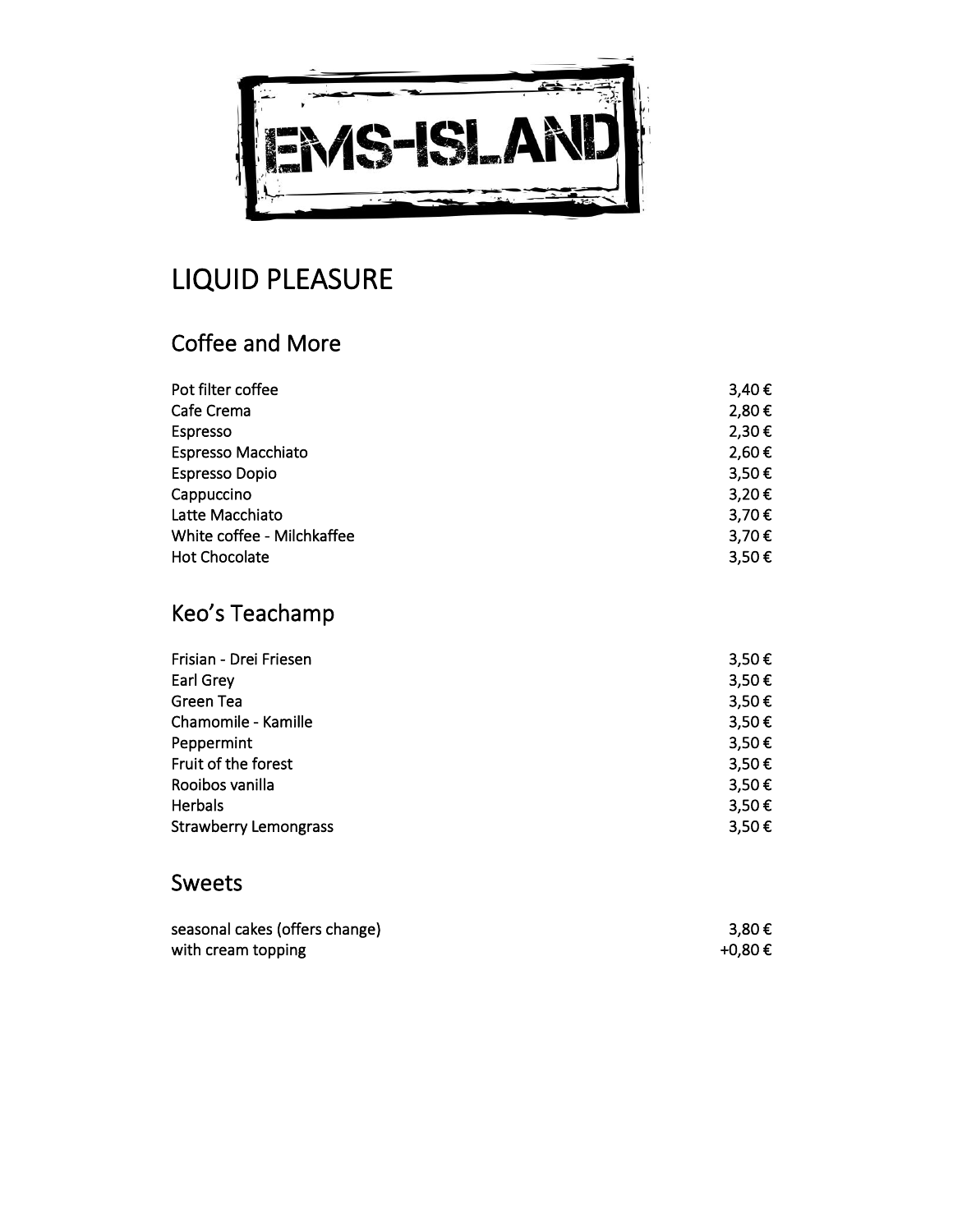# EMS-ISLAND

## LIQUID PLEASURE

### Coffee and More

| | |
|---|---|
| Pot filter coffee | 3,40 € |
| Cafe Crema | 2,80 € |
| Espresso | 2,30 € |
| Espresso Macchiato | 2,60 € |
| Espresso Dopio | 3,50 € |
| Cappuccino | 3,20 € |
| Latte Macchiato | 3,70 € |
| White coffee - Milchkaffee | 3,70 € |
| Hot Chocolate | 3,50 € |

### Keo's Teachamp

| | |
|---|---|
| Frisian - Drei Friesen | 3,50 € |
| Earl Grey | 3,50 € |
| Green Tea | 3,50 € |
| Chamomile - Kamille | 3,50 € |
| Peppermint | 3,50 € |
| Fruit of the forest | 3,50 € |
| Rooibos vanilla | 3,50 € |
| Herbals | 3,50 € |
| Strawberry Lemongrass | 3,50 € |

### Sweets

| | |
|---|---|
| seasonal cakes (offers change) | 3,80 € |
| with cream topping | +0,80 € |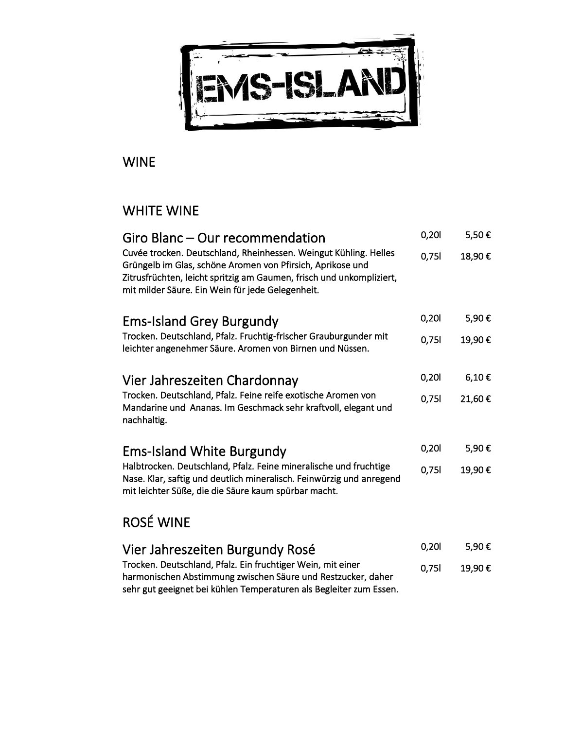# EMS-ISLAND

## WINE

## WHITE WINE

### Giro Blanc – Our recommendation

| | |
|---|---|
| 0,20l | 5,50 € |
| 0,75l | 18,90 € |

Cuvée trocken. Deutschland, Rheinhessen. Weingut Kühling. Helles Grüngelb im Glas, schöne Aromen von Pfirsich, Aprikose und Zitrusfrüchten, leicht spritzig am Gaumen, frisch und unkompliziert, mit milder Säure. Ein Wein für jede Gelegenheit.

### Ems-Island Grey Burgundy

| | |
|---|---|
| 0,20l | 5,90 € |
| 0,75l | 19,90 € |

Trocken. Deutschland, Pfalz. Fruchtig-frischer Grauburgunder mit leichter angenehmer Säure. Aromen von Birnen und Nüssen.

### Vier Jahreszeiten Chardonnay

| | |
|---|---|
| 0,20l | 6,10 € |
| 0,75l | 21,60 € |

Trocken. Deutschland, Pfalz. Feine reife exotische Aromen von Mandarine und Ananas. Im Geschmack sehr kraftvoll, elegant und nachhaltig.

### Ems-Island White Burgundy

| | |
|---|---|
| 0,20l | 5,90 € |
| 0,75l | 19,90 € |

Halbtrocken. Deutschland, Pfalz. Feine mineralische und fruchtige Nase. Klar, saftig und deutlich mineralisch. Feinwürzig und anregend mit leichter Süße, die die Säure kaum spürbar macht.

## ROSÉ WINE

### Vier Jahreszeiten Burgundy Rosé

| | |
|---|---|
| 0,20l | 5,90 € |
| 0,75l | 19,90 € |

Trocken. Deutschland, Pfalz. Ein fruchtiger Wein, mit einer harmonischen Abstimmung zwischen Säure und Restzucker, daher sehr gut geeignet bei kühlen Temperaturen als Begleiter zum Essen.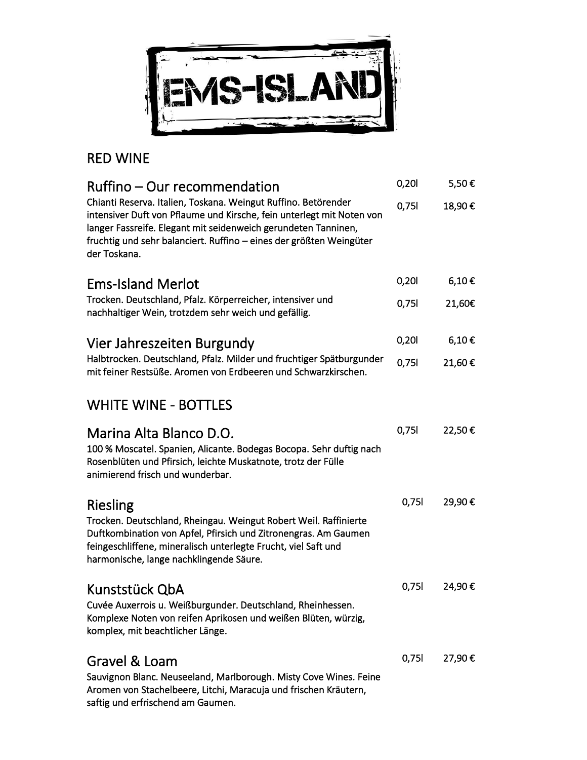# EMS-ISLAND

## RED WINE

### Ruffino – Our recommendation

0,20l 5,50 €

0,75l 18,90 €

Chianti Reserva. Italien, Toskana. Weingut Ruffino. Betörender intensiver Duft von Pflaume und Kirsche, fein unterlegt mit Noten von langer Fassreife. Elegant mit seidenweich gerundeten Tanninen, fruchtig und sehr balanciert. Ruffino – eines der größten Weingüter der Toskana.

### Ems-Island Merlot

0,20l 6,10 €

0,75l 21,60€

Trocken. Deutschland, Pfalz. Körperreicher, intensiver und nachhaltiger Wein, trotzdem sehr weich und gefällig.

### Vier Jahreszeiten Burgundy

0,20l 6,10 €

0,75l 21,60 €

Halbtrocken. Deutschland, Pfalz. Milder und fruchtiger Spätburgunder mit feiner Restsüße. Aromen von Erdbeeren und Schwarzkirschen.

## WHITE WINE - BOTTLES

### Marina Alta Blanco D.O.

0,75l 22,50 €

100 % Moscatel. Spanien, Alicante. Bodegas Bocopa. Sehr duftig nach Rosenblüten und Pfirsich, leichte Muskatnote, trotz der Fülle animierend frisch und wunderbar.

### Riesling

0,75l 29,90 €

Trocken. Deutschland, Rheingau. Weingut Robert Weil. Raffinierte Duftkombination von Apfel, Pfirsich und Zitronengras. Am Gaumen feingeschliffene, mineralisch unterlegte Frucht, viel Saft und harmonische, lange nachklingende Säure.

### Kunststück QbA

0,75l 24,90 €

Cuvée Auxerrois u. Weißburgunder. Deutschland, Rheinhessen. Komplexe Noten von reifen Aprikosen und weißen Blüten, würzig, komplex, mit beachtlicher Länge.

### Gravel & Loam

0,75l 27,90 €

Sauvignon Blanc. Neuseeland, Marlborough. Misty Cove Wines. Feine Aromen von Stachelbeere, Litchi, Maracuja und frischen Kräutern, saftig und erfrischend am Gaumen.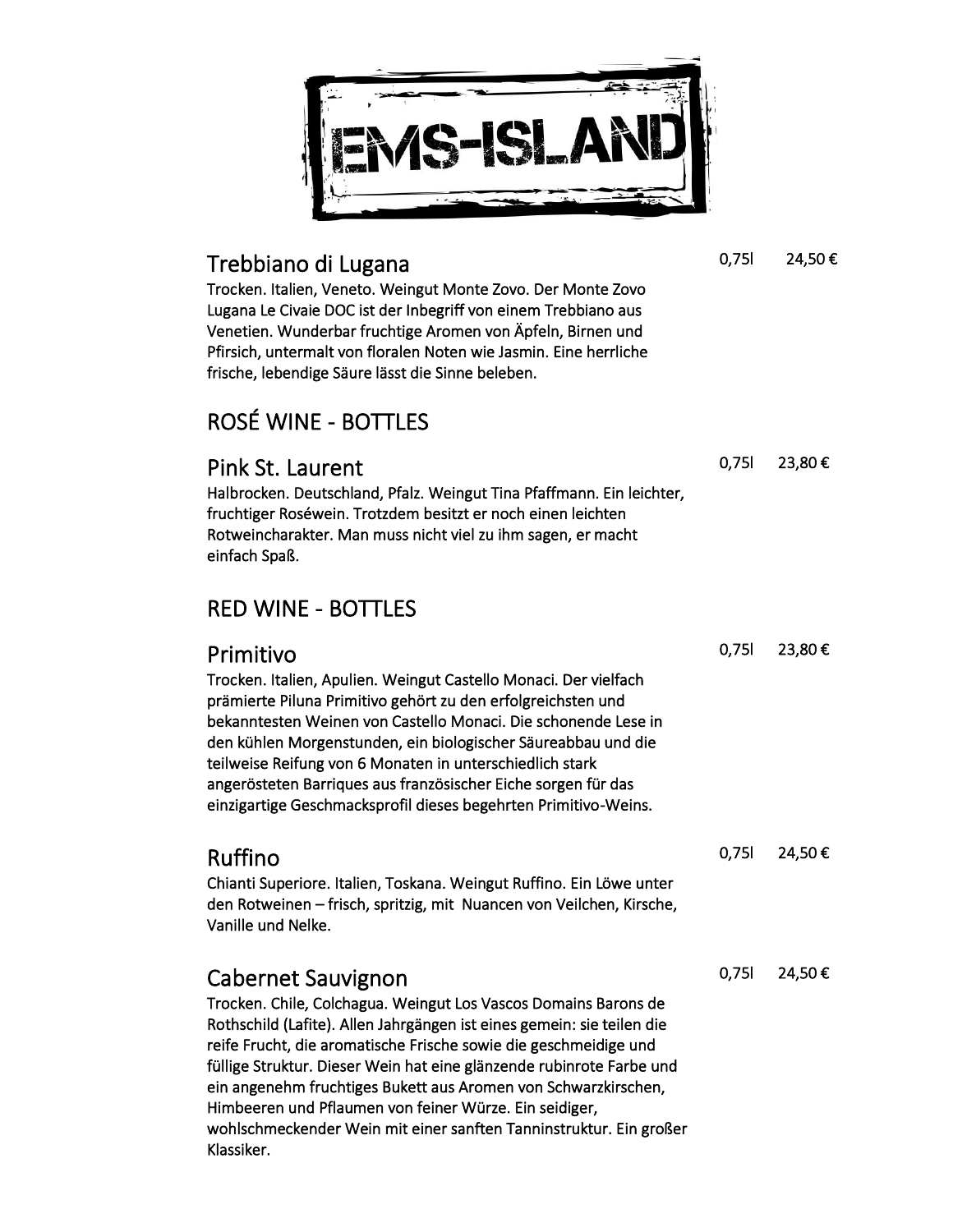# EMS-ISLAND

### Trebbiano di Lugana

0,75l 24,50 €

Trocken. Italien, Veneto. Weingut Monte Zovo. Der Monte Zovo Lugana Le Civaie DOC ist der Inbegriff von einem Trebbiano aus Venetien. Wunderbar fruchtige Aromen von Äpfeln, Birnen und Pfirsich, untermalt von floralen Noten wie Jasmin. Eine herrliche frische, lebendige Säure lässt die Sinne beleben.

## ROSÉ WINE - BOTTLES

### Pink St. Laurent

0,75l 23,80 €

Halbrocken. Deutschland, Pfalz. Weingut Tina Pfaffmann. Ein leichter, fruchtiger Roséwein. Trotzdem besitzt er noch einen leichten Rotweincharakter. Man muss nicht viel zu ihm sagen, er macht einfach Spaß.

## RED WINE - BOTTLES

### Primitivo

0,75l 23,80 €

Trocken. Italien, Apulien. Weingut Castello Monaci. Der vielfach prämierte Piluna Primitivo gehört zu den erfolgreichsten und bekanntesten Weinen von Castello Monaci. Die schonende Lese in den kühlen Morgenstunden, ein biologischer Säureabbau und die teilweise Reifung von 6 Monaten in unterschiedlich stark angerösteten Barriques aus französischer Eiche sorgen für das einzigartige Geschmacksprofil dieses begehrten Primitivo-Weins.

### Ruffino

0,75l 24,50 €

Chianti Superiore. Italien, Toskana. Weingut Ruffino. Ein Löwe unter den Rotweinen – frisch, spritzig, mit Nuancen von Veilchen, Kirsche, Vanille und Nelke.

### Cabernet Sauvignon

0,75l 24,50 €

Trocken. Chile, Colchagua. Weingut Los Vascos Domains Barons de Rothschild (Lafite). Allen Jahrgängen ist eines gemein: sie teilen die reife Frucht, die aromatische Frische sowie die geschmeidige und füllige Struktur. Dieser Wein hat eine glänzende rubinrote Farbe und ein angenehm fruchtiges Bukett aus Aromen von Schwarzkirschen, Himbeeren und Pflaumen von feiner Würze. Ein seidiger, wohlschmeckender Wein mit einer sanften Tanninstruktur. Ein großer Klassiker.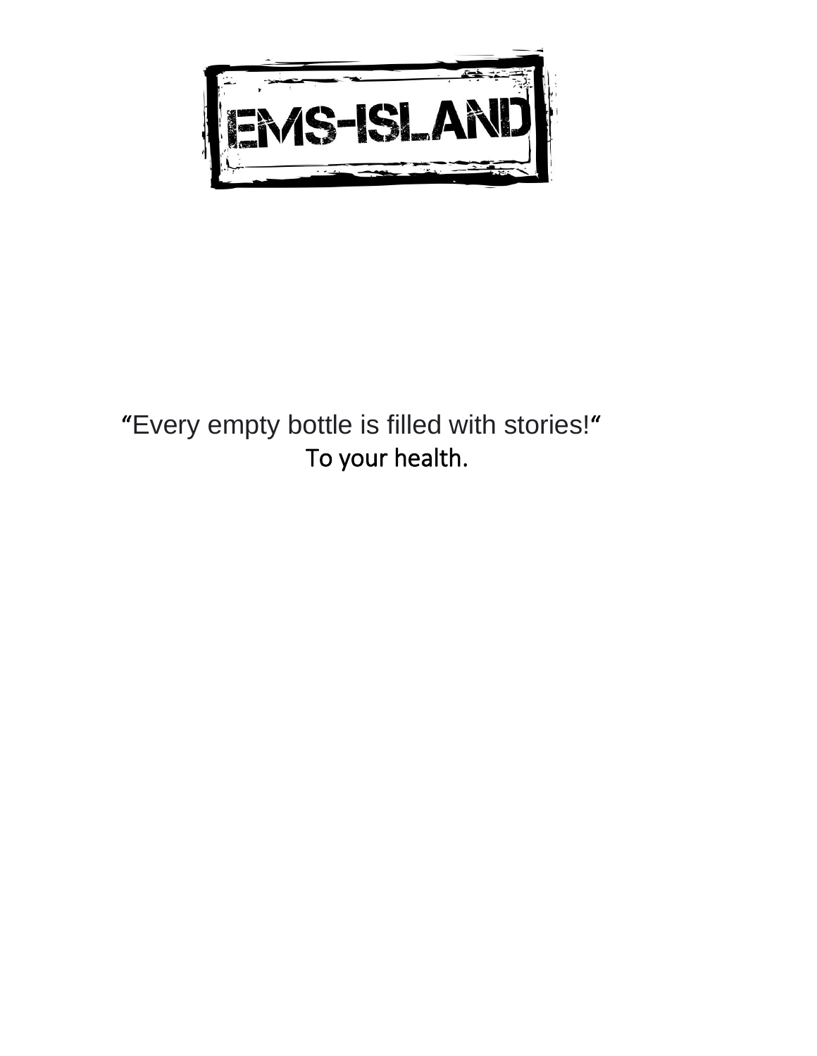EMS-ISLAND

"Every empty bottle is filled with stories!"

To your health.